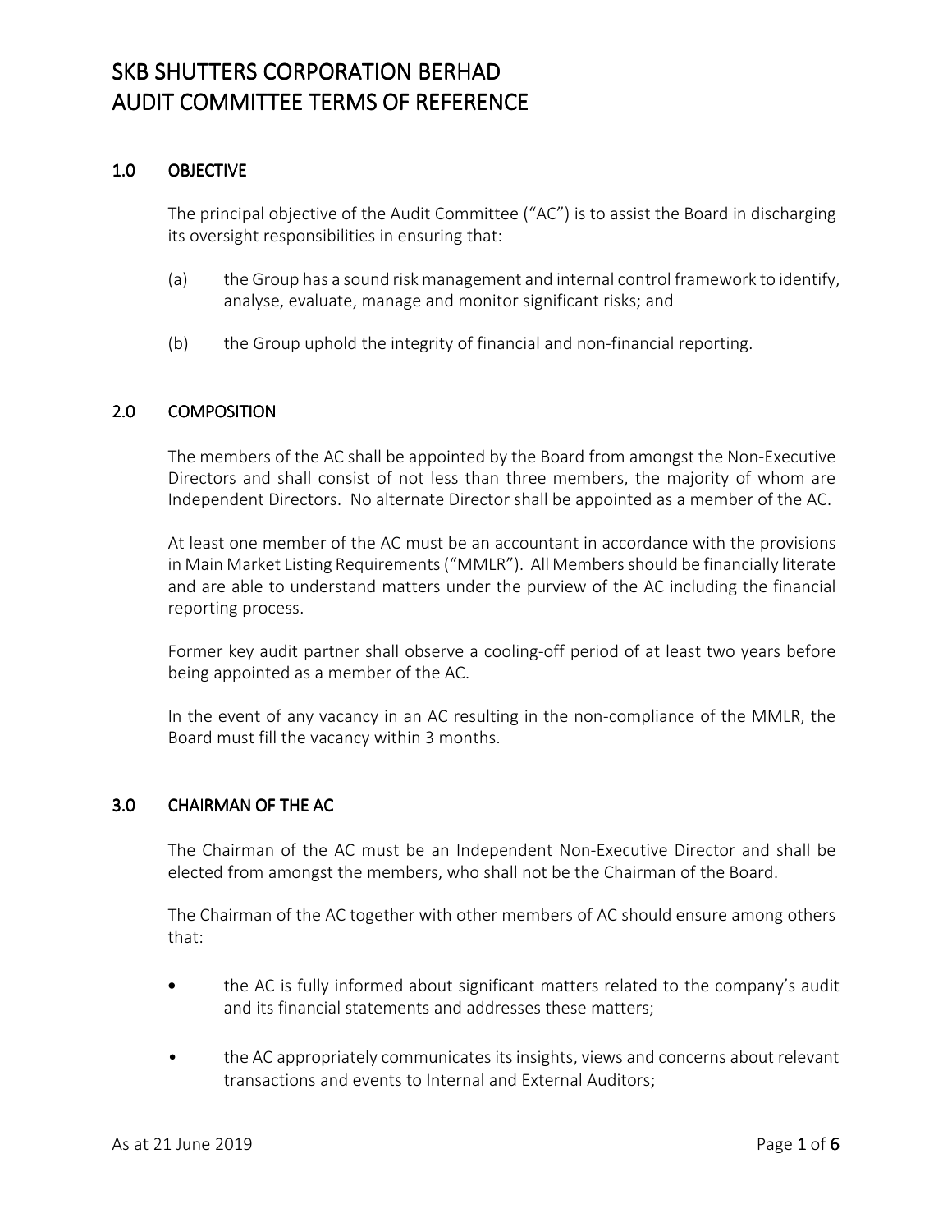# SKB SHUTTERS CORPORATION BERHAD
# AUDIT COMMITTEE TERMS OF REFERENCE

## 1.0 OBJECTIVE

The principal objective of the Audit Committee ("AC") is to assist the Board in discharging its oversight responsibilities in ensuring that:

(a) the Group has a sound risk management and internal control framework to identify, analyse, evaluate, manage and monitor significant risks; and

(b) the Group uphold the integrity of financial and non-financial reporting.

## 2.0 COMPOSITION

The members of the AC shall be appointed by the Board from amongst the Non-Executive Directors and shall consist of not less than three members, the majority of whom are Independent Directors. No alternate Director shall be appointed as a member of the AC.

At least one member of the AC must be an accountant in accordance with the provisions in Main Market Listing Requirements ("MMLR"). All Members should be financially literate and are able to understand matters under the purview of the AC including the financial reporting process.

Former key audit partner shall observe a cooling-off period of at least two years before being appointed as a member of the AC.

In the event of any vacancy in an AC resulting in the non-compliance of the MMLR, the Board must fill the vacancy within 3 months.

## 3.0 CHAIRMAN OF THE AC

The Chairman of the AC must be an Independent Non-Executive Director and shall be elected from amongst the members, who shall not be the Chairman of the Board.

The Chairman of the AC together with other members of AC should ensure among others that:

- the AC is fully informed about significant matters related to the company's audit and its financial statements and addresses these matters;
- the AC appropriately communicates its insights, views and concerns about relevant transactions and events to Internal and External Auditors;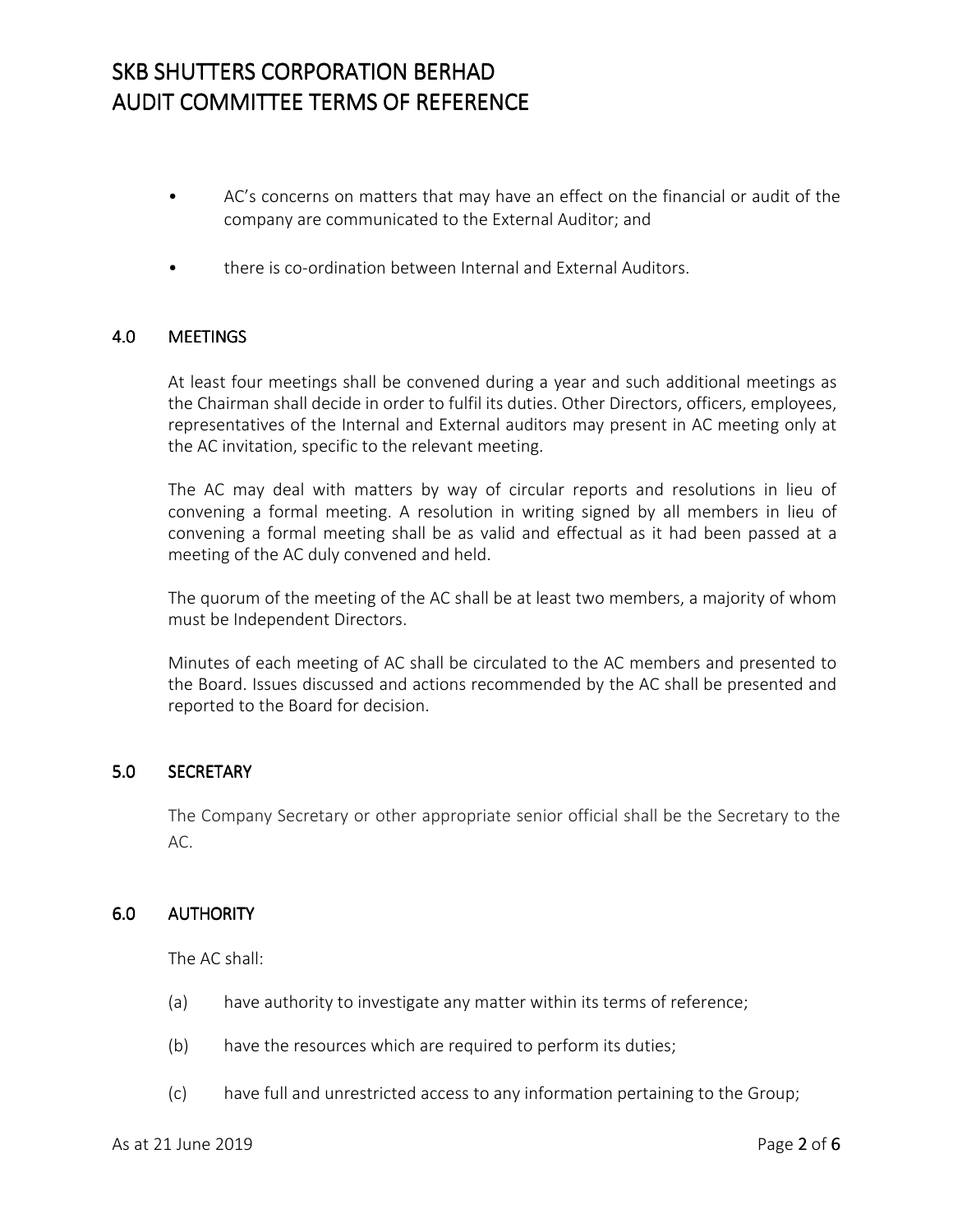- AC's concerns on matters that may have an effect on the financial or audit of the company are communicated to the External Auditor; and

- there is co-ordination between Internal and External Auditors.

## 4.0 MEETINGS

At least four meetings shall be convened during a year and such additional meetings as the Chairman shall decide in order to fulfil its duties. Other Directors, officers, employees, representatives of the Internal and External auditors may present in AC meeting only at the AC invitation, specific to the relevant meeting.

The AC may deal with matters by way of circular reports and resolutions in lieu of convening a formal meeting. A resolution in writing signed by all members in lieu of convening a formal meeting shall be as valid and effectual as it had been passed at a meeting of the AC duly convened and held.

The quorum of the meeting of the AC shall be at least two members, a majority of whom must be Independent Directors.

Minutes of each meeting of AC shall be circulated to the AC members and presented to the Board. Issues discussed and actions recommended by the AC shall be presented and reported to the Board for decision.

## 5.0 SECRETARY

The Company Secretary or other appropriate senior official shall be the Secretary to the AC.

## 6.0 AUTHORITY

The AC shall:

(a) have authority to investigate any matter within its terms of reference;

(b) have the resources which are required to perform its duties;

(c) have full and unrestricted access to any information pertaining to the Group;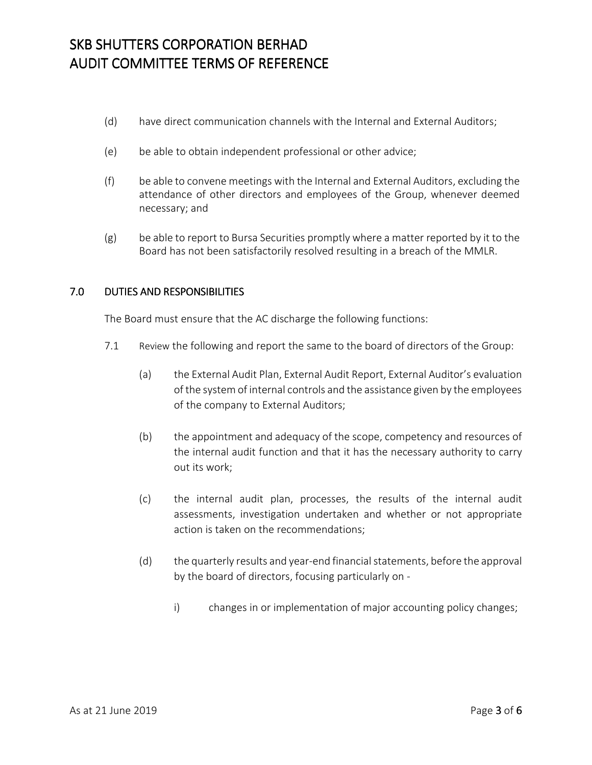(d) have direct communication channels with the Internal and External Auditors;

(e) be able to obtain independent professional or other advice;

(f) be able to convene meetings with the Internal and External Auditors, excluding the attendance of other directors and employees of the Group, whenever deemed necessary; and

(g) be able to report to Bursa Securities promptly where a matter reported by it to the Board has not been satisfactorily resolved resulting in a breach of the MMLR.

## 7.0 DUTIES AND RESPONSIBILITIES

The Board must ensure that the AC discharge the following functions:

7.1 Review the following and report the same to the board of directors of the Group:

(a) the External Audit Plan, External Audit Report, External Auditor's evaluation of the system of internal controls and the assistance given by the employees of the company to External Auditors;

(b) the appointment and adequacy of the scope, competency and resources of the internal audit function and that it has the necessary authority to carry out its work;

(c) the internal audit plan, processes, the results of the internal audit assessments, investigation undertaken and whether or not appropriate action is taken on the recommendations;

(d) the quarterly results and year-end financial statements, before the approval by the board of directors, focusing particularly on -

i) changes in or implementation of major accounting policy changes;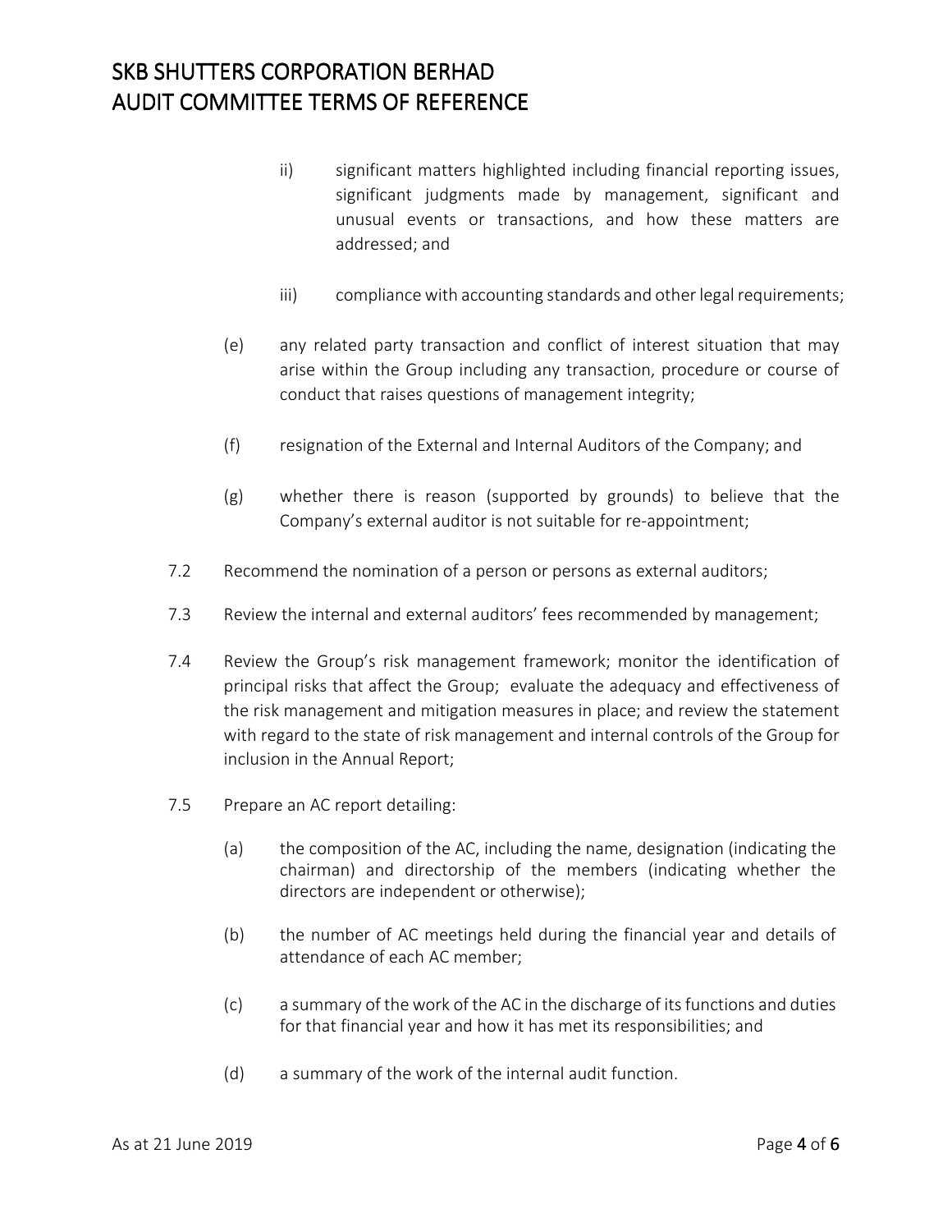ii) significant matters highlighted including financial reporting issues, significant judgments made by management, significant and unusual events or transactions, and how these matters are addressed; and

iii) compliance with accounting standards and other legal requirements;

(e) any related party transaction and conflict of interest situation that may arise within the Group including any transaction, procedure or course of conduct that raises questions of management integrity;

(f) resignation of the External and Internal Auditors of the Company; and

(g) whether there is reason (supported by grounds) to believe that the Company's external auditor is not suitable for re-appointment;

7.2 Recommend the nomination of a person or persons as external auditors;

7.3 Review the internal and external auditors' fees recommended by management;

7.4 Review the Group's risk management framework; monitor the identification of principal risks that affect the Group; evaluate the adequacy and effectiveness of the risk management and mitigation measures in place; and review the statement with regard to the state of risk management and internal controls of the Group for inclusion in the Annual Report;

7.5 Prepare an AC report detailing:

(a) the composition of the AC, including the name, designation (indicating the chairman) and directorship of the members (indicating whether the directors are independent or otherwise);

(b) the number of AC meetings held during the financial year and details of attendance of each AC member;

(c) a summary of the work of the AC in the discharge of its functions and duties for that financial year and how it has met its responsibilities; and

(d) a summary of the work of the internal audit function.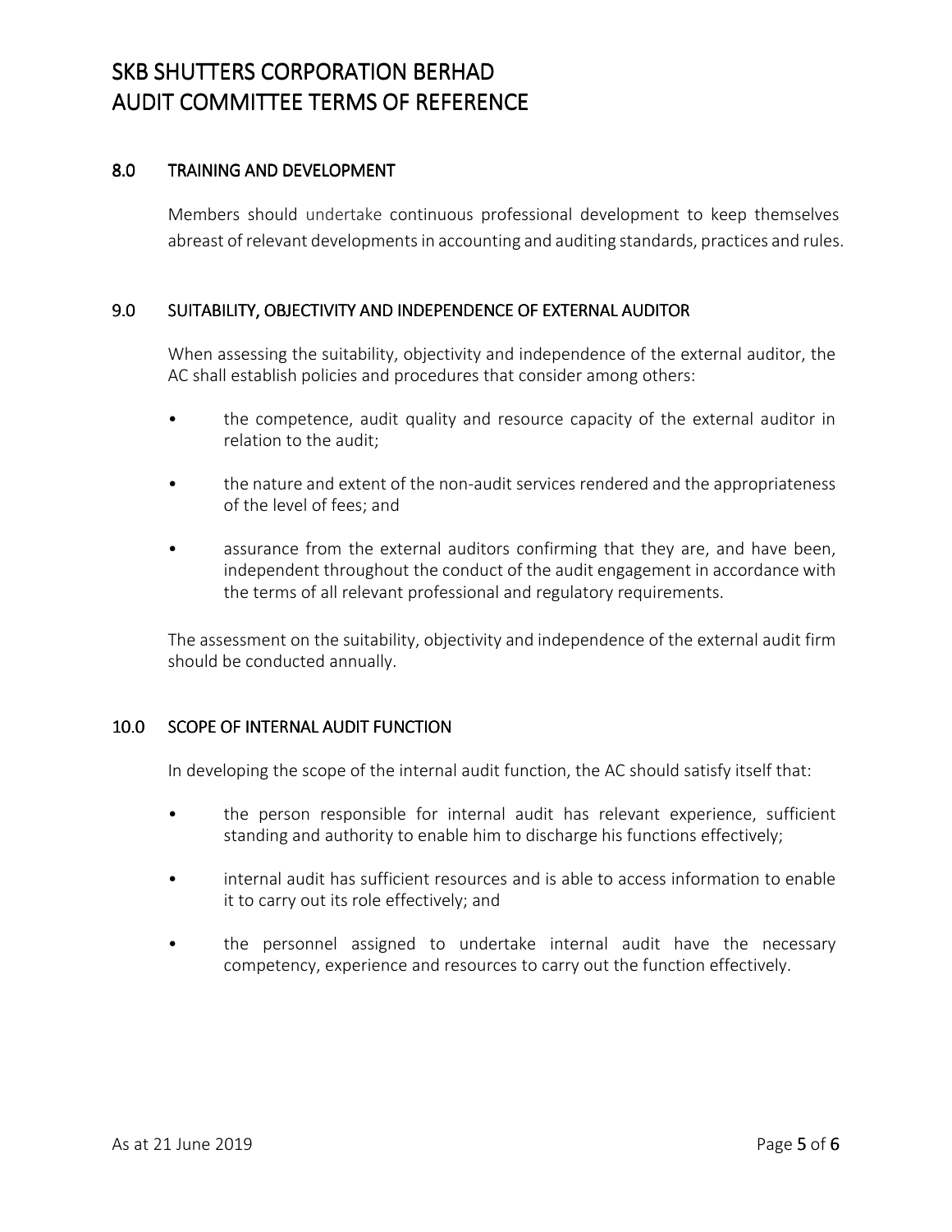## 8.0 TRAINING AND DEVELOPMENT

Members should undertake continuous professional development to keep themselves abreast of relevant developments in accounting and auditing standards, practices and rules.

## 9.0 SUITABILITY, OBJECTIVITY AND INDEPENDENCE OF EXTERNAL AUDITOR

When assessing the suitability, objectivity and independence of the external auditor, the AC shall establish policies and procedures that consider among others:

- the competence, audit quality and resource capacity of the external auditor in relation to the audit;
- the nature and extent of the non-audit services rendered and the appropriateness of the level of fees; and
- assurance from the external auditors confirming that they are, and have been, independent throughout the conduct of the audit engagement in accordance with the terms of all relevant professional and regulatory requirements.

The assessment on the suitability, objectivity and independence of the external audit firm should be conducted annually.

## 10.0 SCOPE OF INTERNAL AUDIT FUNCTION

In developing the scope of the internal audit function, the AC should satisfy itself that:

- the person responsible for internal audit has relevant experience, sufficient standing and authority to enable him to discharge his functions effectively;
- internal audit has sufficient resources and is able to access information to enable it to carry out its role effectively; and
- the personnel assigned to undertake internal audit have the necessary competency, experience and resources to carry out the function effectively.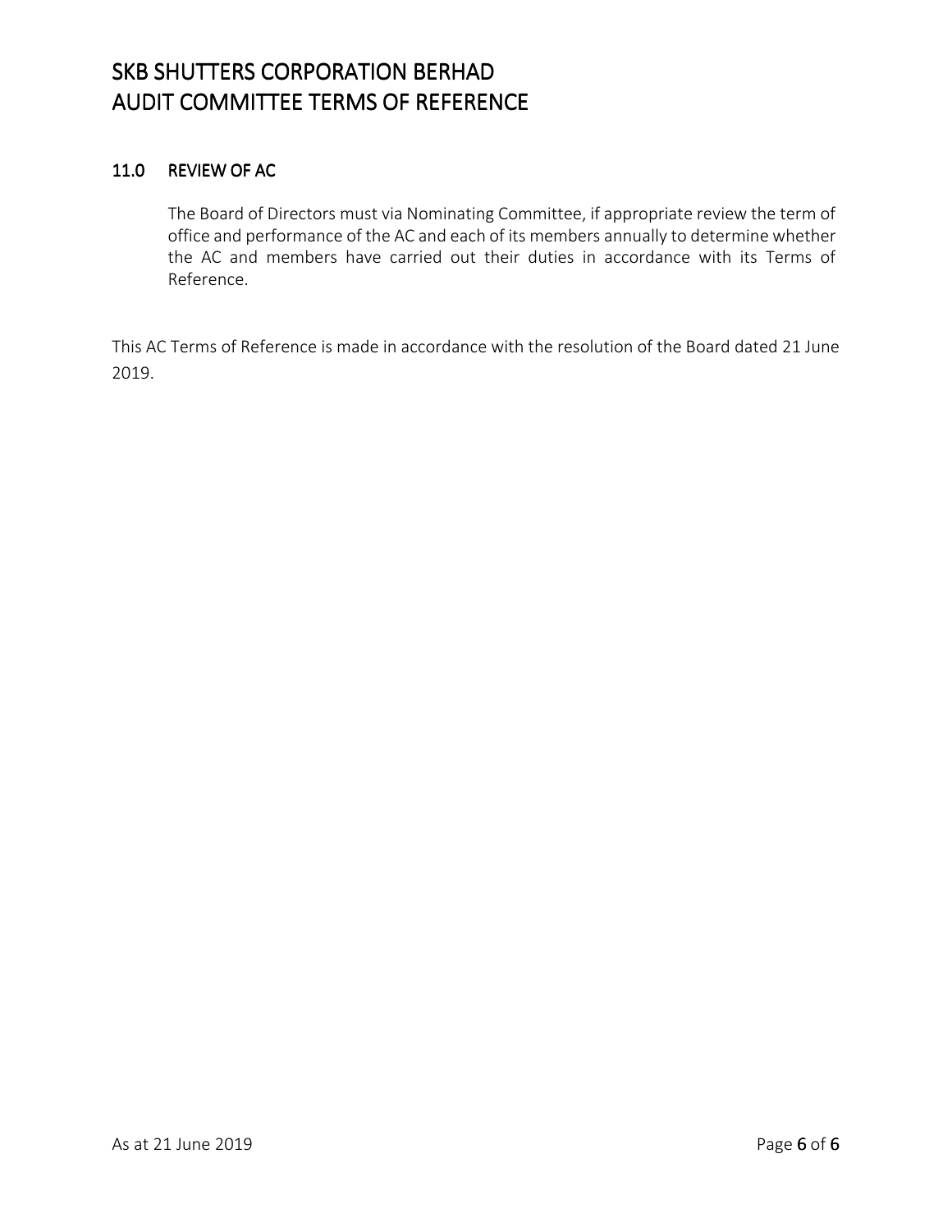## 11.0 REVIEW OF AC

The Board of Directors must via Nominating Committee, if appropriate review the term of office and performance of the AC and each of its members annually to determine whether the AC and members have carried out their duties in accordance with its Terms of Reference.

This AC Terms of Reference is made in accordance with the resolution of the Board dated 21 June 2019.